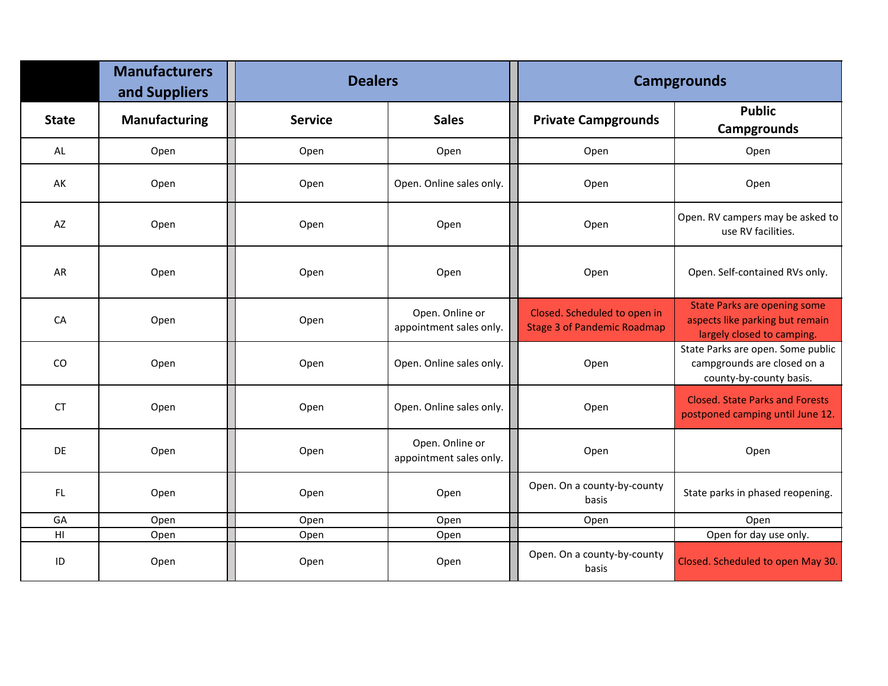| | Manufacturers and Suppliers | Dealers | | Campgrounds | |
|---|---|---|---|---|---|
| **State** | **Manufacturing** | **Service** | **Sales** | **Private Campgrounds** | **Public Campgrounds** |
| AL | Open | Open | Open | Open | Open |
| AK | Open | Open | Open. Online sales only. | Open | Open |
| AZ | Open | Open | Open | Open | Open. RV campers may be asked to use RV facilities. |
| AR | Open | Open | Open | Open | Open. Self-contained RVs only. |
| CA | Open | Open | Open. Online or appointment sales only. | Closed. Scheduled to open in Stage 3 of Pandemic Roadmap | State Parks are opening some aspects like parking but remain largely closed to camping. |
| CO | Open | Open | Open. Online sales only. | Open | State Parks are open. Some public campgrounds are closed on a county-by-county basis. |
| CT | Open | Open | Open. Online sales only. | Open | Closed. State Parks and Forests postponed camping until June 12. |
| DE | Open | Open | Open. Online or appointment sales only. | Open | Open |
| FL | Open | Open | Open | Open. On a county-by-county basis | State parks in phased reopening. |
| GA | Open | Open | Open | Open | Open |
| HI | Open | Open | Open | | Open for day use only. |
| ID | Open | Open | Open | Open. On a county-by-county basis | Closed. Scheduled to open May 30. |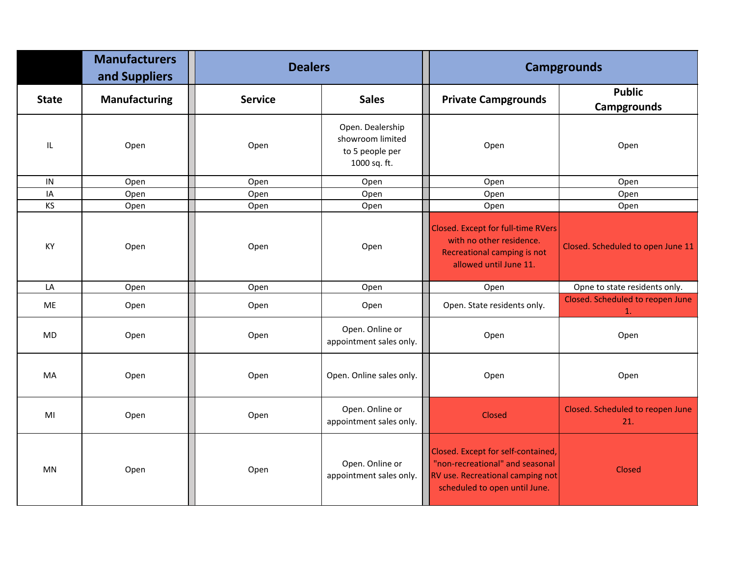| | Manufacturers and Suppliers | Dealers | | Campgrounds | |
|---|---|---|---|---|---|
| State | Manufacturing | Service | Sales | Private Campgrounds | Public Campgrounds |
| IL | Open | Open | Open. Dealership showroom limited to 5 people per 1000 sq. ft. | Open | Open |
| IN | Open | Open | Open | Open | Open |
| IA | Open | Open | Open | Open | Open |
| KS | Open | Open | Open | Open | Open |
| KY | Open | Open | Open | Closed. Except for full-time RVers with no other residence. Recreational camping is not allowed until June 11. | Closed. Scheduled to open June 11 |
| LA | Open | Open | Open | Open | Opne to state residents only. |
| ME | Open | Open | Open | Open. State residents only. | Closed. Scheduled to reopen June 1. |
| MD | Open | Open | Open. Online or appointment sales only. | Open | Open |
| MA | Open | Open | Open. Online sales only. | Open | Open |
| MI | Open | Open | Open. Online or appointment sales only. | Closed | Closed. Scheduled to reopen June 21. |
| MN | Open | Open | Open. Online or appointment sales only. | Closed. Except for self-contained, "non-recreational" and seasonal RV use. Recreational camping not scheduled to open until June. | Closed |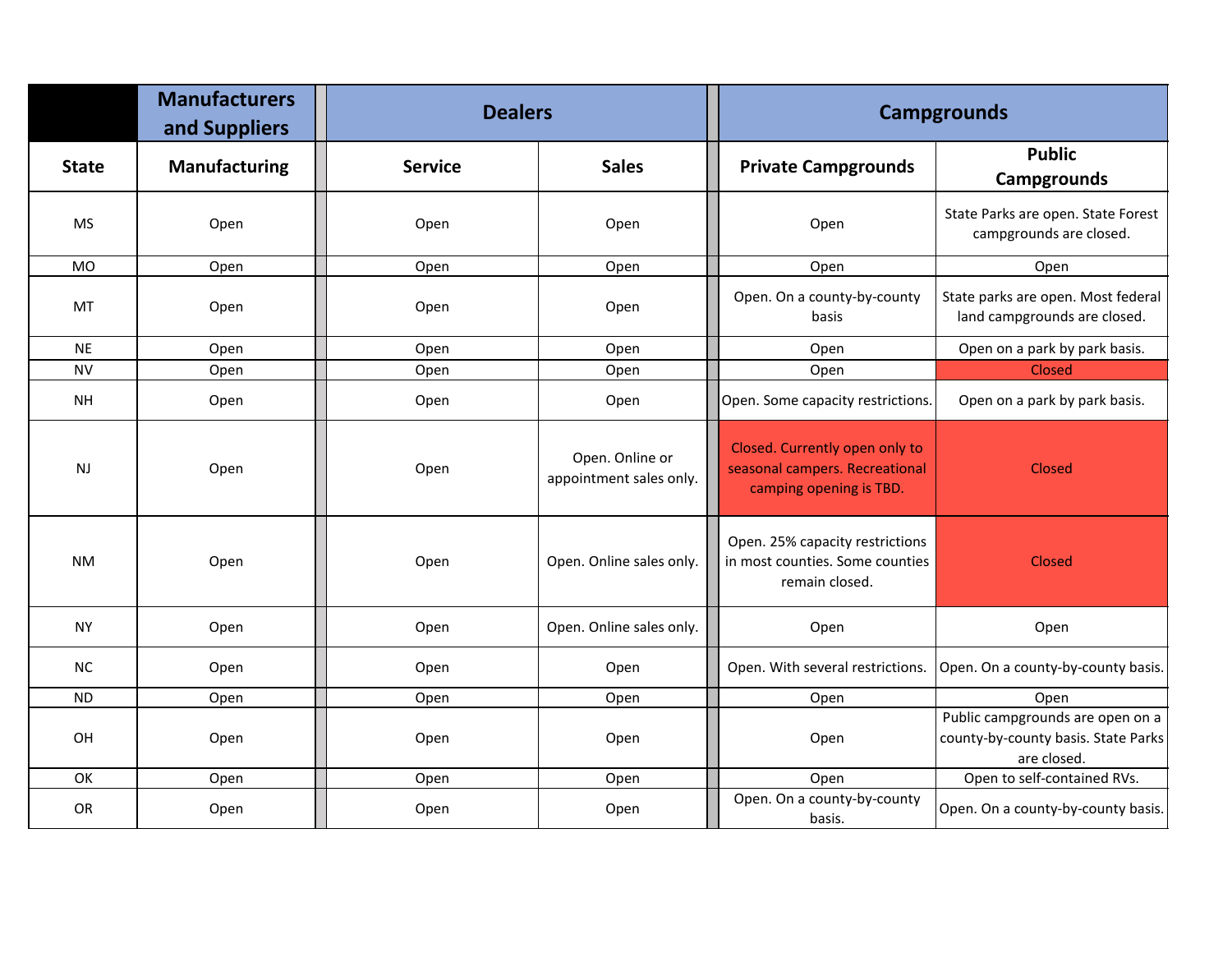| | Manufacturers and Suppliers | Dealers | | Campgrounds | |
|---|---|---|---|---|---|
| State | Manufacturing | Service | Sales | Private Campgrounds | Public Campgrounds |
| MS | Open | Open | Open | Open | State Parks are open. State Forest campgrounds are closed. |
| MO | Open | Open | Open | Open | Open |
| MT | Open | Open | Open | Open. On a county-by-county basis | State parks are open. Most federal land campgrounds are closed. |
| NE | Open | Open | Open | Open | Open on a park by park basis. |
| NV | Open | Open | Open | Open | Closed |
| NH | Open | Open | Open | Open. Some capacity restrictions. | Open on a park by park basis. |
| NJ | Open | Open | Open. Online or appointment sales only. | Closed. Currently open only to seasonal campers. Recreational camping opening is TBD. | Closed |
| NM | Open | Open | Open. Online sales only. | Open. 25% capacity restrictions in most counties. Some counties remain closed. | Closed |
| NY | Open | Open | Open. Online sales only. | Open | Open |
| NC | Open | Open | Open | Open. With several restrictions. | Open. On a county-by-county basis. |
| ND | Open | Open | Open | Open | Open |
| OH | Open | Open | Open | Open | Public campgrounds are open on a county-by-county basis. State Parks are closed. |
| OK | Open | Open | Open | Open | Open to self-contained RVs. |
| OR | Open | Open | Open | Open. On a county-by-county basis. | Open. On a county-by-county basis. |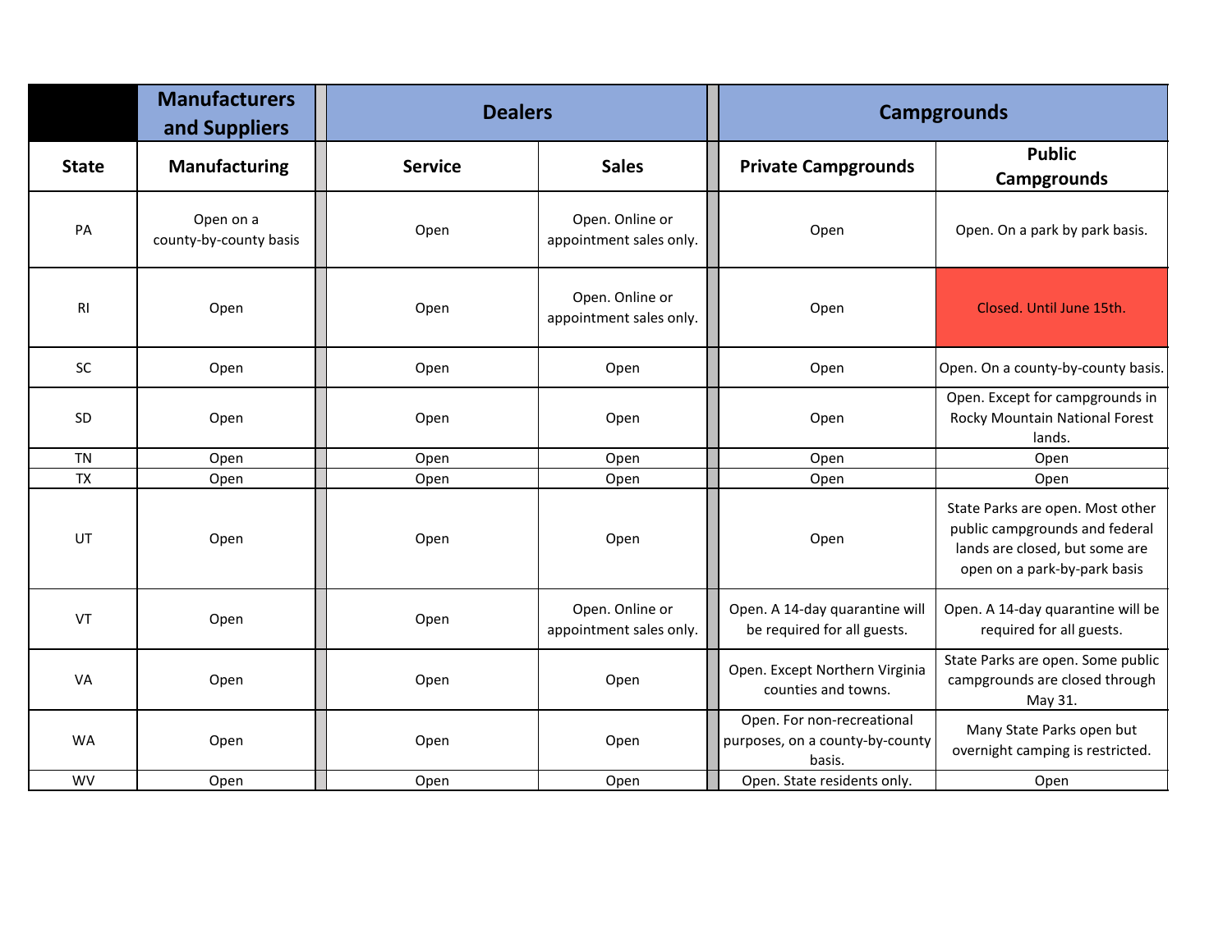| | Manufacturers and Suppliers | Dealers | | Campgrounds | |
|---|---|---|---|---|---|
| State | Manufacturing | Service | Sales | Private Campgrounds | Public Campgrounds |
| PA | Open on a county-by-county basis | Open | Open. Online or appointment sales only. | Open | Open. On a park by park basis. |
| RI | Open | Open | Open. Online or appointment sales only. | Open | Closed. Until June 15th. |
| SC | Open | Open | Open | Open | Open. On a county-by-county basis. |
| SD | Open | Open | Open | Open | Open. Except for campgrounds in Rocky Mountain National Forest lands. |
| TN | Open | Open | Open | Open | Open |
| TX | Open | Open | Open | Open | Open |
| UT | Open | Open | Open | Open | State Parks are open. Most other public campgrounds and federal lands are closed, but some are open on a park-by-park basis |
| VT | Open | Open | Open. Online or appointment sales only. | Open. A 14-day quarantine will be required for all guests. | Open. A 14-day quarantine will be required for all guests. |
| VA | Open | Open | Open | Open. Except Northern Virginia counties and towns. | State Parks are open. Some public campgrounds are closed through May 31. |
| WA | Open | Open | Open | Open. For non-recreational purposes, on a county-by-county basis. | Many State Parks open but overnight camping is restricted. |
| WV | Open | Open | Open | Open. State residents only. | Open |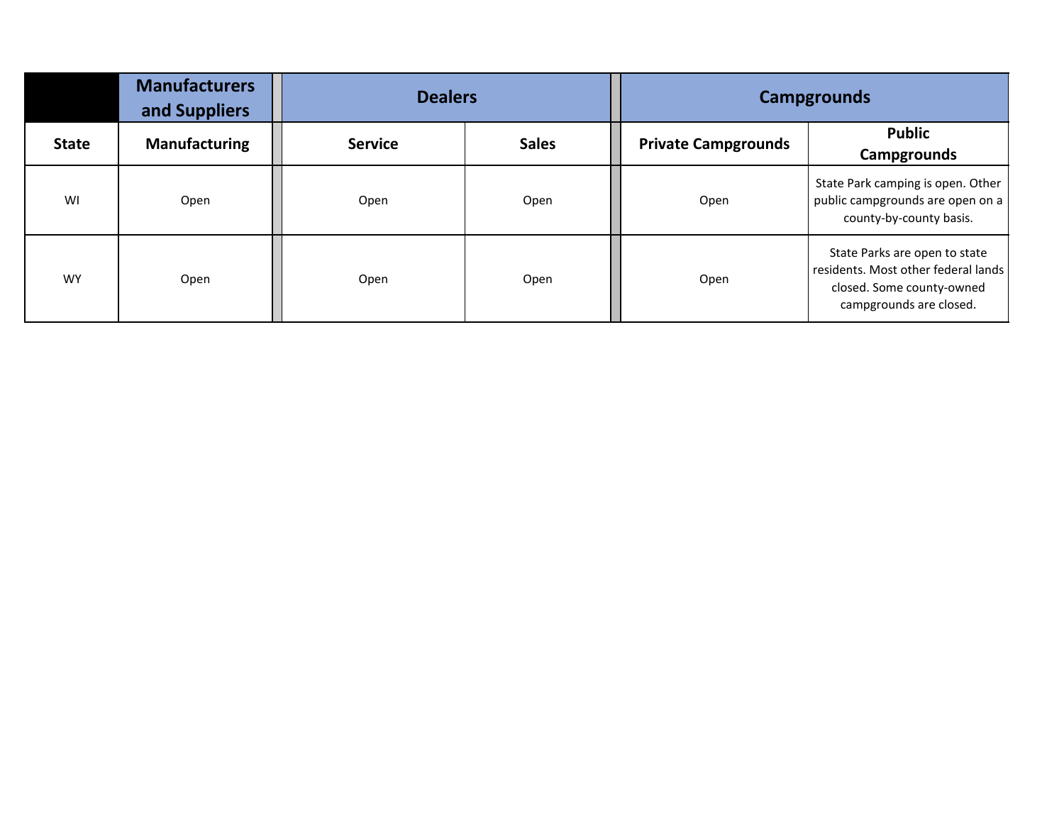| | Manufacturers and Suppliers | Dealers | | Campgrounds | |
|---|---|---|---|---|---|
| State | Manufacturing | Service | Sales | Private Campgrounds | Public Campgrounds |
| WI | Open | Open | Open | Open | State Park camping is open. Other public campgrounds are open on a county-by-county basis. |
| WY | Open | Open | Open | Open | State Parks are open to state residents. Most other federal lands closed. Some county-owned campgrounds are closed. |